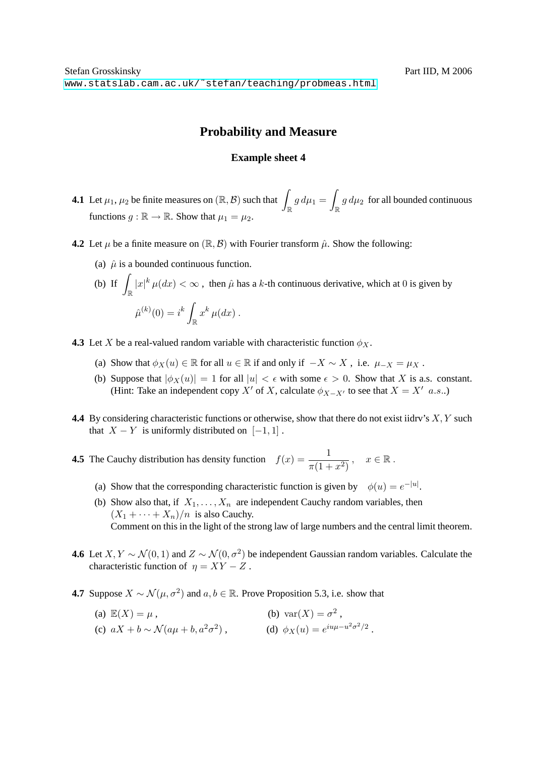Stefan Grosskinsky — Part IID, M 2006

www.statslab.cam.ac.uk/~stefan/teaching/probmeas.html

# Probability and Measure

## Example sheet 4

**4.1** Let $\mu_1$, $\mu_2$ be finite measures on $(\mathbb{R}, \mathcal{B})$ such that $\displaystyle\int_{\mathbb{R}} g \, d\mu_1 = \int_{\mathbb{R}} g \, d\mu_2$ for all bounded continuous functions $g : \mathbb{R} \to \mathbb{R}$. Show that $\mu_1 = \mu_2$.

**4.2** Let $\mu$ be a finite measure on $(\mathbb{R}, \mathcal{B})$ with Fourier transform $\hat{\mu}$. Show the following:

(a) $\hat{\mu}$ is a bounded continuous function.

(b) If $\displaystyle\int_{\mathbb{R}} |x|^k \, \mu(dx) < \infty$ , then $\hat{\mu}$ has a $k$-th continuous derivative, which at $0$ is given by

$$\hat{\mu}^{(k)}(0) = i^k \int_{\mathbb{R}} x^k \, \mu(dx) \, .$$

**4.3** Let $X$ be a real-valued random variable with characteristic function $\phi_X$.

(a) Show that $\phi_X(u) \in \mathbb{R}$ for all $u \in \mathbb{R}$ if and only if $-X \sim X$ , i.e. $\mu_{-X} = \mu_X$ .

(b) Suppose that $|\phi_X(u)| = 1$ for all $|u| < \epsilon$ with some $\epsilon > 0$. Show that $X$ is a.s. constant. (Hint: Take an independent copy $X'$ of $X$, calculate $\phi_{X-X'}$ to see that $X = X'$ *a.s.*.)

**4.4** By considering characteristic functions or otherwise, show that there do not exist iidrv's $X, Y$ such that $X - Y$ is uniformly distributed on $[-1, 1]$ .

**4.5** The Cauchy distribution has density function $\displaystyle f(x) = \frac{1}{\pi(1 + x^2)}$ , $x \in \mathbb{R}$ .

(a) Show that the corresponding characteristic function is given by $\phi(u) = e^{-|u|}$.

(b) Show also that, if $X_1, \ldots, X_n$ are independent Cauchy random variables, then $(X_1 + \cdots + X_n)/n$ is also Cauchy.
Comment on this in the light of the strong law of large numbers and the central limit theorem.

**4.6** Let $X, Y \sim \mathcal{N}(0, 1)$ and $Z \sim \mathcal{N}(0, \sigma^2)$ be independent Gaussian random variables. Calculate the characteristic function of $\eta = XY - Z$ .

**4.7** Suppose $X \sim \mathcal{N}(\mu, \sigma^2)$ and $a, b \in \mathbb{R}$. Prove Proposition 5.3, i.e. show that

(a) $\mathbb{E}(X) = \mu$ ,

(b) $\mathrm{var}(X) = \sigma^2$ ,

(c) $aX + b \sim \mathcal{N}(a\mu + b, a^2\sigma^2)$ ,

(d) $\phi_X(u) = e^{iu\mu - u^2\sigma^2/2}$ .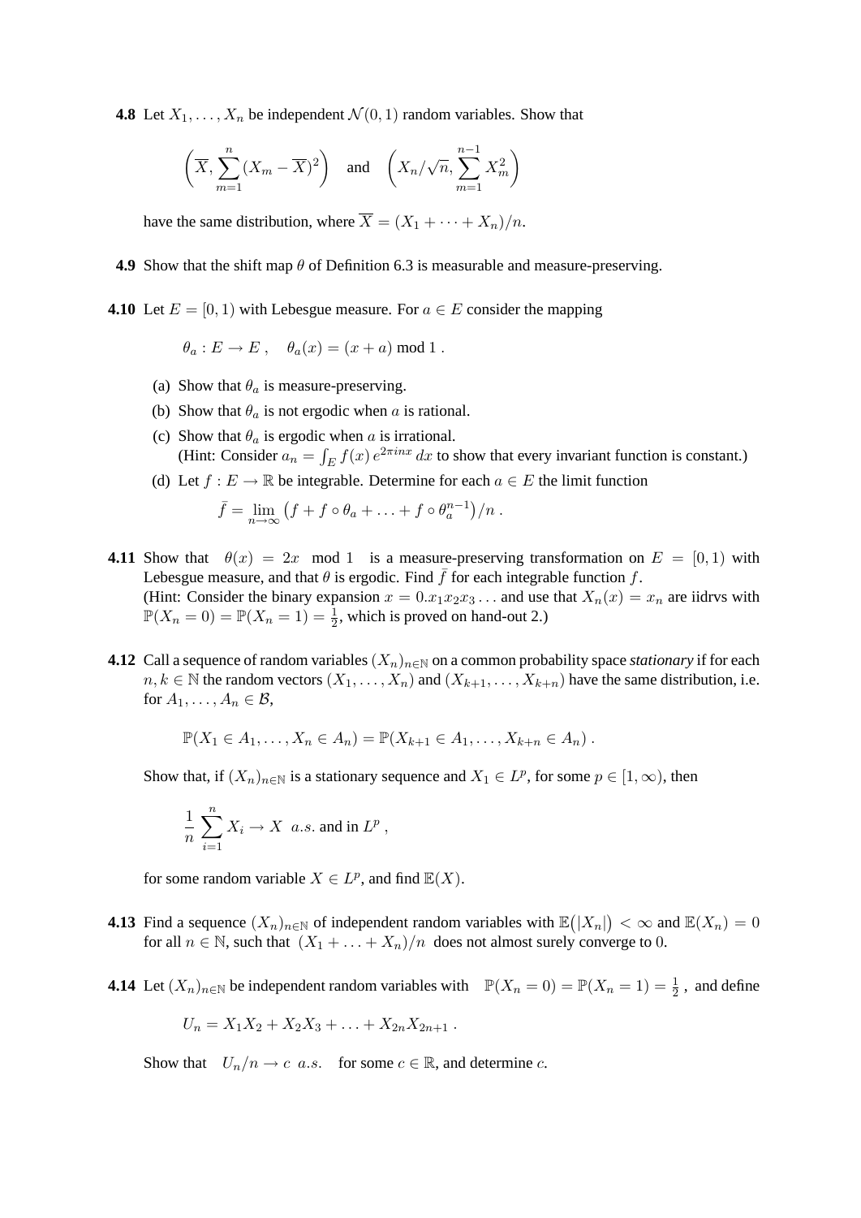**4.8** Let $X_1, \ldots, X_n$ be independent $\mathcal{N}(0,1)$ random variables. Show that

$$\left(\overline{X}, \sum_{m=1}^{n}(X_m - \overline{X})^2\right) \quad \text{and} \quad \left(X_n/\sqrt{n}, \sum_{m=1}^{n-1} X_m^2\right)$$

have the same distribution, where $\overline{X} = (X_1 + \cdots + X_n)/n$.

**4.9** Show that the shift map $\theta$ of Definition 6.3 is measurable and measure-preserving.

**4.10** Let $E = [0,1)$ with Lebesgue measure. For $a \in E$ consider the mapping

$$\theta_a : E \to E\ , \quad \theta_a(x) = (x + a) \bmod 1\ .$$

(a) Show that $\theta_a$ is measure-preserving.

(b) Show that $\theta_a$ is not ergodic when $a$ is rational.

(c) Show that $\theta_a$ is ergodic when $a$ is irrational.
(Hint: Consider $a_n = \int_E f(x)\, e^{2\pi i n x}\, dx$ to show that every invariant function is constant.)

(d) Let $f : E \to \mathbb{R}$ be integrable. Determine for each $a \in E$ the limit function

$$\bar{f} = \lim_{n\to\infty} \big(f + f \circ \theta_a + \ldots + f \circ \theta_a^{n-1}\big)/n\ .$$

**4.11** Show that $\theta(x) = 2x \mod 1$ is a measure-preserving transformation on $E = [0,1)$ with Lebesgue measure, and that $\theta$ is ergodic. Find $\bar{f}$ for each integrable function $f$.
(Hint: Consider the binary expansion $x = 0.x_1x_2x_3\ldots$ and use that $X_n(x) = x_n$ are iidrvs with $\mathbb{P}(X_n = 0) = \mathbb{P}(X_n = 1) = \frac{1}{2}$, which is proved on hand-out 2.)

**4.12** Call a sequence of random variables $(X_n)_{n\in\mathbb{N}}$ on a common probability space *stationary* if for each $n, k \in \mathbb{N}$ the random vectors $(X_1, \ldots, X_n)$ and $(X_{k+1}, \ldots, X_{k+n})$ have the same distribution, i.e. for $A_1, \ldots, A_n \in \mathcal{B}$,

$$\mathbb{P}(X_1 \in A_1, \ldots, X_n \in A_n) = \mathbb{P}(X_{k+1} \in A_1, \ldots, X_{k+n} \in A_n)\ .$$

Show that, if $(X_n)_{n\in\mathbb{N}}$ is a stationary sequence and $X_1 \in L^p$, for some $p \in [1, \infty)$, then

$$\frac{1}{n}\sum_{i=1}^{n} X_i \to X \ \ a.s. \text{ and in } L^p\ ,$$

for some random variable $X \in L^p$, and find $\mathbb{E}(X)$.

**4.13** Find a sequence $(X_n)_{n\in\mathbb{N}}$ of independent random variables with $\mathbb{E}\big(|X_n|\big) < \infty$ and $\mathbb{E}(X_n) = 0$ for all $n \in \mathbb{N}$, such that $(X_1 + \ldots + X_n)/n$ does not almost surely converge to $0$.

**4.14** Let $(X_n)_{n\in\mathbb{N}}$ be independent random variables with $\mathbb{P}(X_n = 0) = \mathbb{P}(X_n = 1) = \frac{1}{2}$, and define

$$U_n = X_1X_2 + X_2X_3 + \ldots + X_{2n}X_{2n+1}\ .$$

Show that $U_n/n \to c\ \ a.s.$ for some $c \in \mathbb{R}$, and determine $c$.